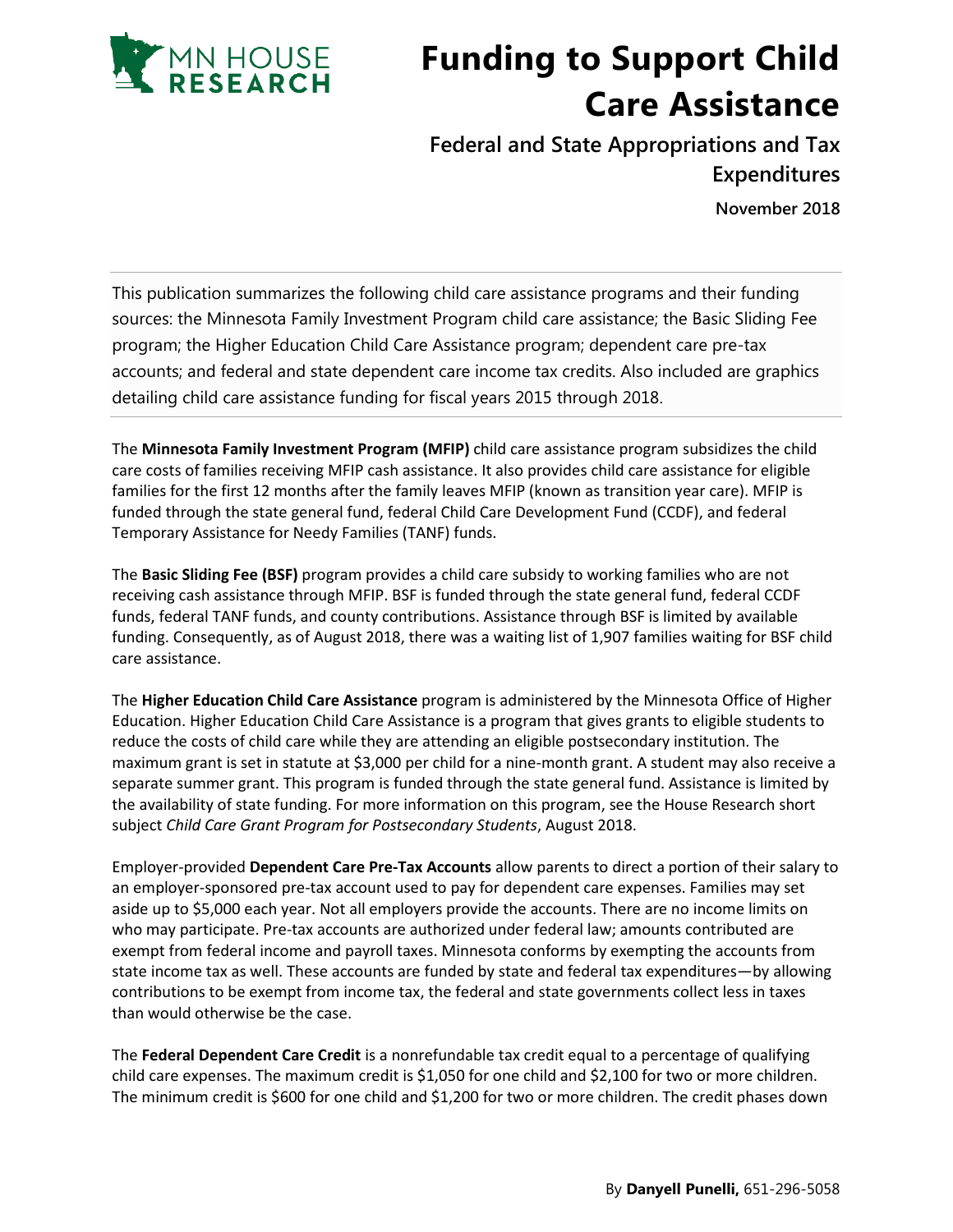MN HOUSE RESEARCH

# Funding to Support Child Care Assistance

## Federal and State Appropriations and Tax Expenditures

**November 2018**

This publication summarizes the following child care assistance programs and their funding sources: the Minnesota Family Investment Program child care assistance; the Basic Sliding Fee program; the Higher Education Child Care Assistance program; dependent care pre-tax accounts; and federal and state dependent care income tax credits. Also included are graphics detailing child care assistance funding for fiscal years 2015 through 2018.

The **Minnesota Family Investment Program (MFIP)** child care assistance program subsidizes the child care costs of families receiving MFIP cash assistance. It also provides child care assistance for eligible families for the first 12 months after the family leaves MFIP (known as transition year care). MFIP is funded through the state general fund, federal Child Care Development Fund (CCDF), and federal Temporary Assistance for Needy Families (TANF) funds.

The **Basic Sliding Fee (BSF)** program provides a child care subsidy to working families who are not receiving cash assistance through MFIP. BSF is funded through the state general fund, federal CCDF funds, federal TANF funds, and county contributions. Assistance through BSF is limited by available funding. Consequently, as of August 2018, there was a waiting list of 1,907 families waiting for BSF child care assistance.

The **Higher Education Child Care Assistance** program is administered by the Minnesota Office of Higher Education. Higher Education Child Care Assistance is a program that gives grants to eligible students to reduce the costs of child care while they are attending an eligible postsecondary institution. The maximum grant is set in statute at $3,000 per child for a nine-month grant. A student may also receive a separate summer grant. This program is funded through the state general fund. Assistance is limited by the availability of state funding. For more information on this program, see the House Research short subject *Child Care Grant Program for Postsecondary Students*, August 2018.

Employer-provided **Dependent Care Pre-Tax Accounts** allow parents to direct a portion of their salary to an employer-sponsored pre-tax account used to pay for dependent care expenses. Families may set aside up to $5,000 each year. Not all employers provide the accounts. There are no income limits on who may participate. Pre-tax accounts are authorized under federal law; amounts contributed are exempt from federal income and payroll taxes. Minnesota conforms by exempting the accounts from state income tax as well. These accounts are funded by state and federal tax expenditures—by allowing contributions to be exempt from income tax, the federal and state governments collect less in taxes than would otherwise be the case.

The **Federal Dependent Care Credit** is a nonrefundable tax credit equal to a percentage of qualifying child care expenses. The maximum credit is $1,050 for one child and $2,100 for two or more children. The minimum credit is $600 for one child and $1,200 for two or more children. The credit phases down

By **Danyell Punelli,** 651-296-5058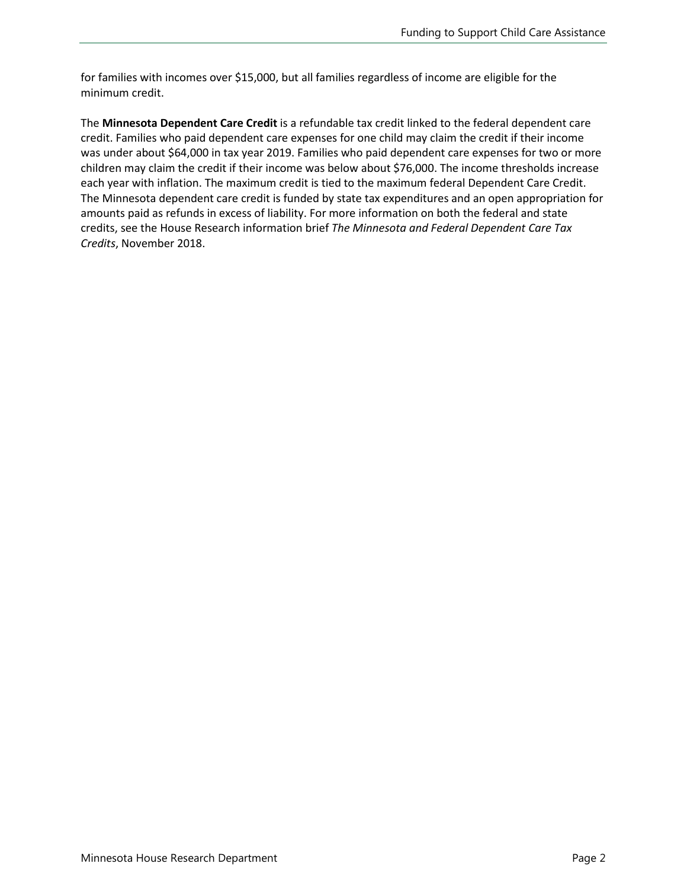for families with incomes over $15,000, but all families regardless of income are eligible for the minimum credit.

The **Minnesota Dependent Care Credit** is a refundable tax credit linked to the federal dependent care credit. Families who paid dependent care expenses for one child may claim the credit if their income was under about $64,000 in tax year 2019. Families who paid dependent care expenses for two or more children may claim the credit if their income was below about $76,000. The income thresholds increase each year with inflation. The maximum credit is tied to the maximum federal Dependent Care Credit. The Minnesota dependent care credit is funded by state tax expenditures and an open appropriation for amounts paid as refunds in excess of liability. For more information on both the federal and state credits, see the House Research information brief *The Minnesota and Federal Dependent Care Tax Credits*, November 2018.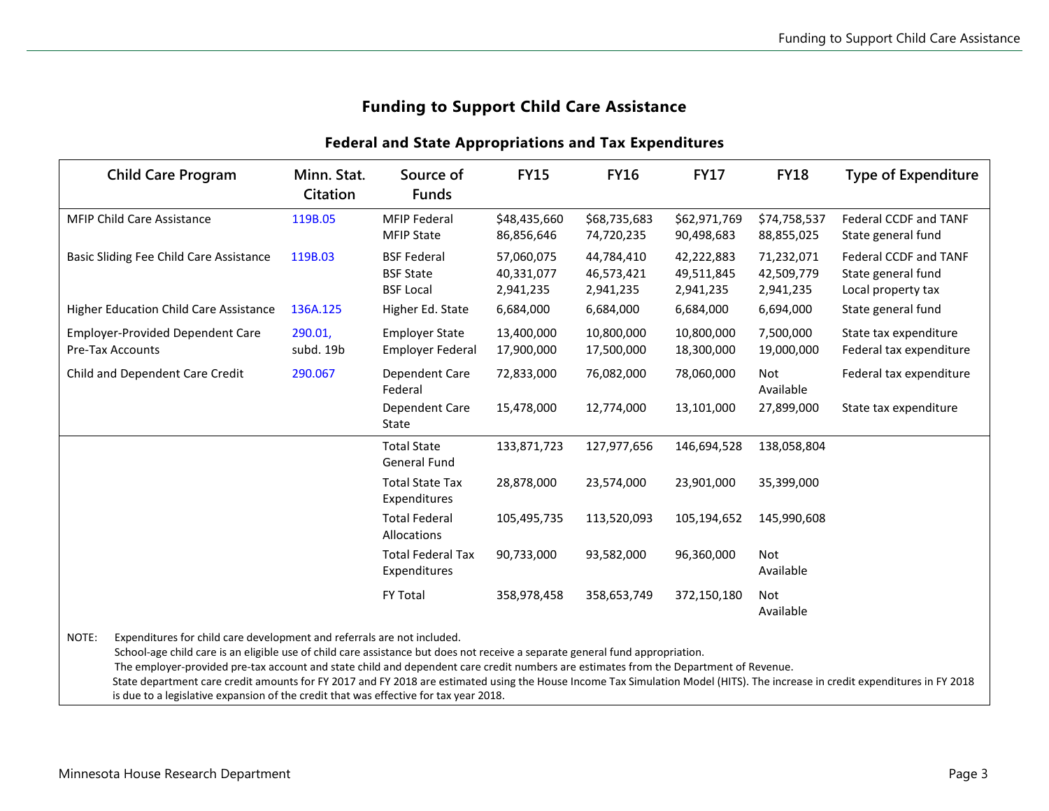# Funding to Support Child Care Assistance

## Federal and State Appropriations and Tax Expenditures

| Child Care Program | Minn. Stat. Citation | Source of Funds | FY15 | FY16 | FY17 | FY18 | Type of Expenditure |
|---|---|---|---|---|---|---|---|
| MFIP Child Care Assistance | 119B.05 | MFIP Federal | $48,435,660 | $68,735,683 | $62,971,769 | $74,758,537 | Federal CCDF and TANF |
| | | MFIP State | 86,856,646 | 74,720,235 | 90,498,683 | 88,855,025 | State general fund |
| Basic Sliding Fee Child Care Assistance | 119B.03 | BSF Federal | 57,060,075 | 44,784,410 | 42,222,883 | 71,232,071 | Federal CCDF and TANF |
| | | BSF State | 40,331,077 | 46,573,421 | 49,511,845 | 42,509,779 | State general fund |
| | | BSF Local | 2,941,235 | 2,941,235 | 2,941,235 | 2,941,235 | Local property tax |
| Higher Education Child Care Assistance | 136A.125 | Higher Ed. State | 6,684,000 | 6,684,000 | 6,684,000 | 6,694,000 | State general fund |
| Employer-Provided Dependent Care Pre-Tax Accounts | 290.01, subd. 19b | Employer State | 13,400,000 | 10,800,000 | 10,800,000 | 7,500,000 | State tax expenditure |
| | | Employer Federal | 17,900,000 | 17,500,000 | 18,300,000 | 19,000,000 | Federal tax expenditure |
| Child and Dependent Care Credit | 290.067 | Dependent Care Federal | 72,833,000 | 76,082,000 | 78,060,000 | Not Available | Federal tax expenditure |
| | | Dependent Care State | 15,478,000 | 12,774,000 | 13,101,000 | 27,899,000 | State tax expenditure |
| | | Total State General Fund | 133,871,723 | 127,977,656 | 146,694,528 | 138,058,804 | |
| | | Total State Tax Expenditures | 28,878,000 | 23,574,000 | 23,901,000 | 35,399,000 | |
| | | Total Federal Allocations | 105,495,735 | 113,520,093 | 105,194,652 | 145,990,608 | |
| | | Total Federal Tax Expenditures | 90,733,000 | 93,582,000 | 96,360,000 | Not Available | |
| | | FY Total | 358,978,458 | 358,653,749 | 372,150,180 | Not Available | |

NOTE: Expenditures for child care development and referrals are not included.
School-age child care is an eligible use of child care assistance but does not receive a separate general fund appropriation.
The employer-provided pre-tax account and state child and dependent care credit numbers are estimates from the Department of Revenue.
State department care credit amounts for FY 2017 and FY 2018 are estimated using the House Income Tax Simulation Model (HITS). The increase in credit expenditures in FY 2018 is due to a legislative expansion of the credit that was effective for tax year 2018.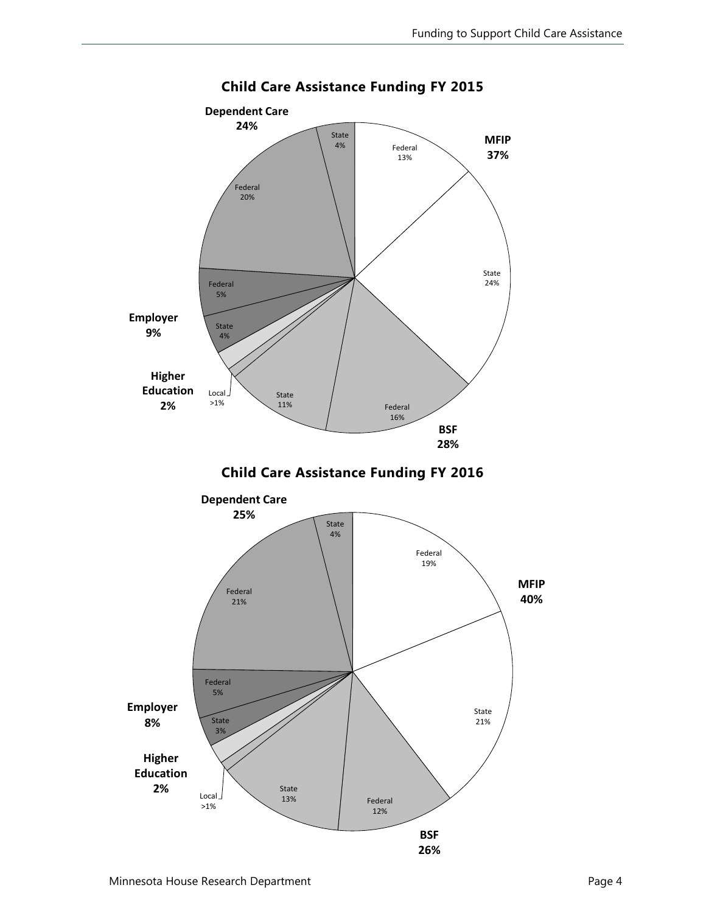## Child Care Assistance Funding FY 2015

| Program | Total | Source | Share |
|---|---|---|---|
| MFIP | 37% | Federal | 13% |
| | | State | 24% |
| BSF | 28% | Federal | 16% |
| | | State | 11% |
| | | Local | >1% |
| Higher Education | 2% | | |
| Employer | 9% | State | 4% |
| | | Federal | 5% |
| Dependent Care | 24% | Federal | 20% |
| | | State | 4% |

## Child Care Assistance Funding FY 2016

| Program | Total | Source | Share |
|---|---|---|---|
| MFIP | 40% | Federal | 19% |
| | | State | 21% |
| BSF | 26% | Federal | 12% |
| | | State | 13% |
| | | Local | >1% |
| Higher Education | 2% | | |
| Employer | 8% | State | 3% |
| | | Federal | 5% |
| Dependent Care | 25% | Federal | 21% |
| | | State | 4% |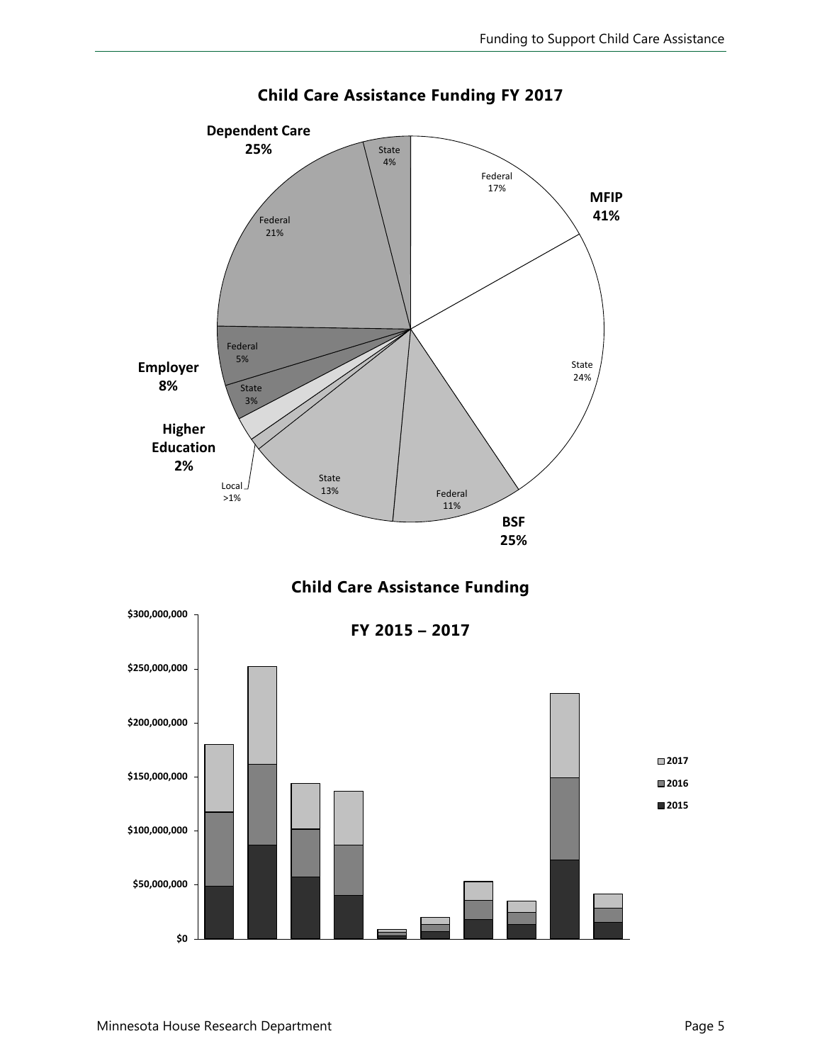## Child Care Assistance Funding FY 2017

**Dependent Care 25%** — State 4%, Federal 21%

**MFIP 41%** — Federal 17%, State 24%

**BSF 25%** — Federal 11%, State 13%, Local >1%

**Higher Education 2%**

**Employer 8%** — Federal 5%, State 3%

## Child Care Assistance Funding

### FY 2015 – 2017

$300,000,000

$250,000,000

$200,000,000

$150,000,000

$100,000,000

$50,000,000

$0

2017

2016

2015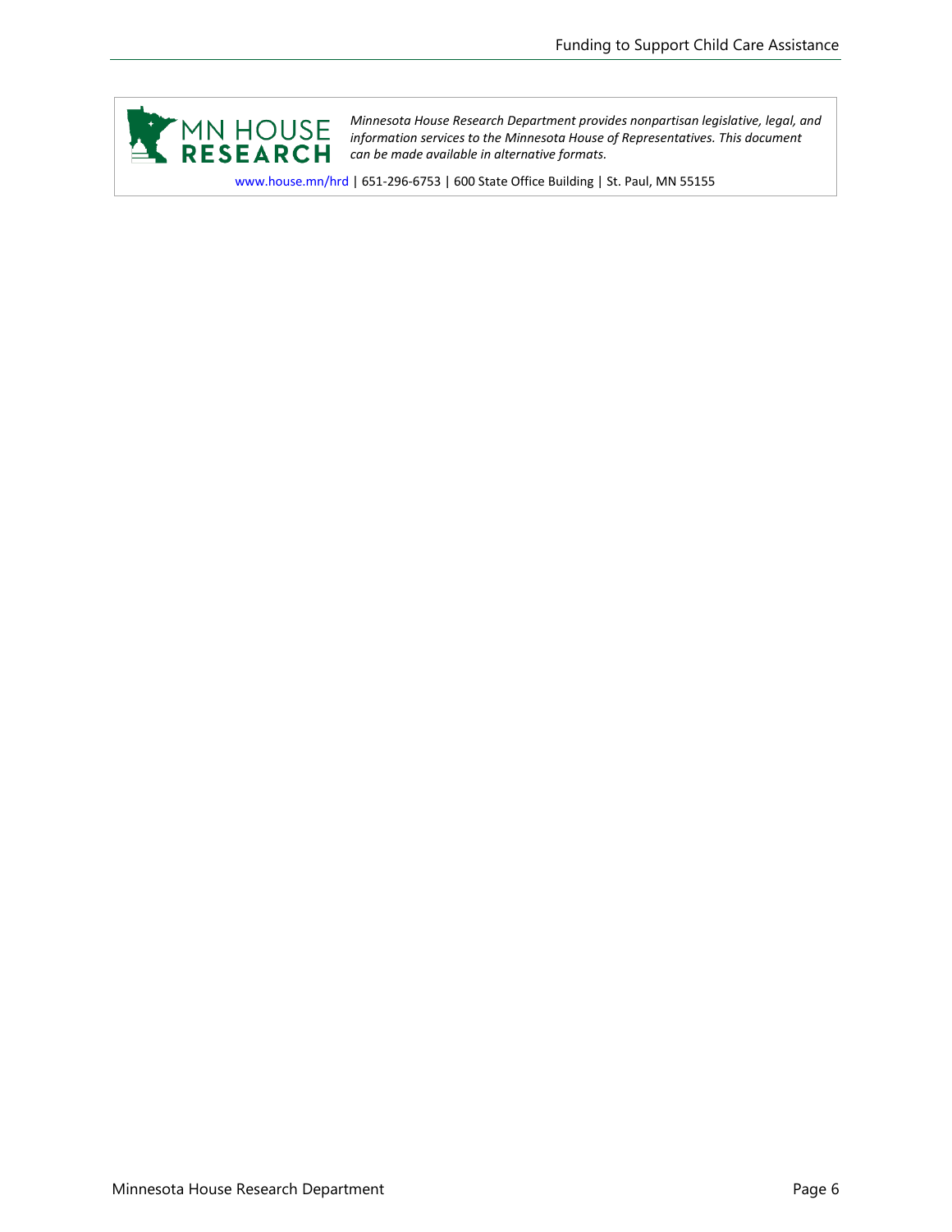MN HOUSE RESEARCH

*Minnesota House Research Department provides nonpartisan legislative, legal, and information services to the Minnesota House of Representatives. This document can be made available in alternative formats.*

www.house.mn/hrd | 651-296-6753 | 600 State Office Building | St. Paul, MN 55155